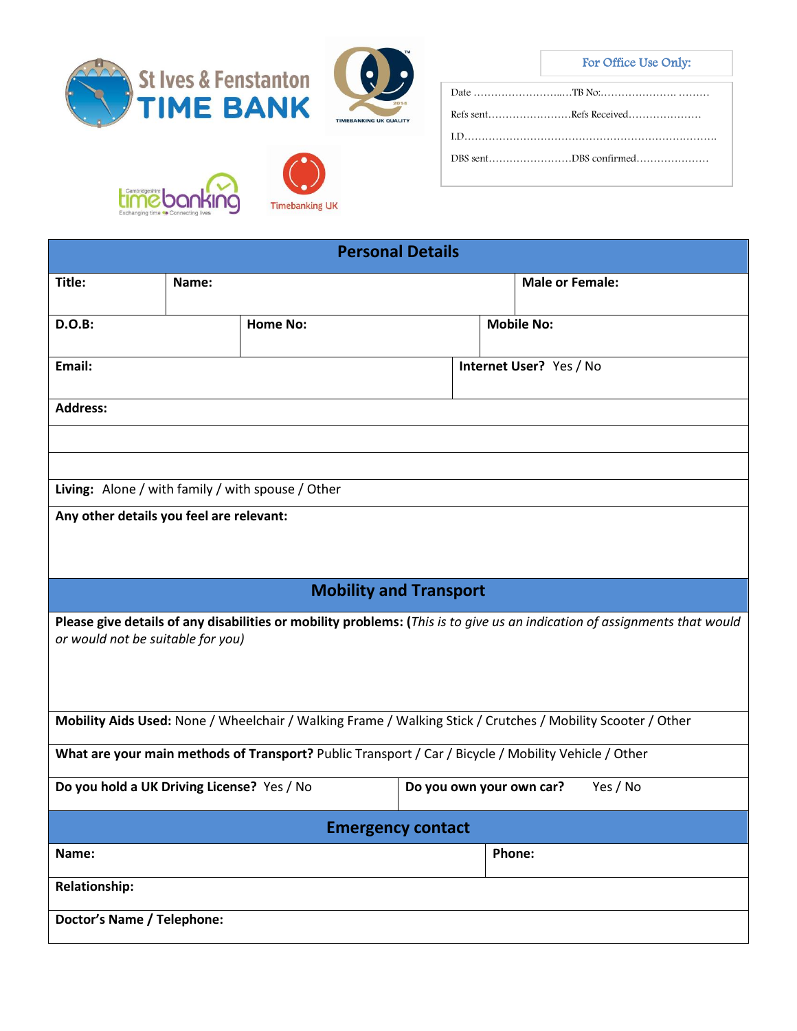St Ives & Fenstanton TIME BANK

TIMEBANKING UK QUALITY 2014

Cambridgeshire timebanking – Exchanging time • Connecting lives

Timebanking UK

**For Office Use Only:**

Date ………………………..TB No:…………………. ………

Refs sent……………………Refs Received…………………

I.D………………………………………………………………

DBS sent……………………DBS confirmed…………………

## Personal Details

| | | |
|---|---|---|
| **Title:** | **Name:** | **Male or Female:** |
| **D.O.B:** | **Home No:** | **Mobile No:** |
| **Email:** | **Internet User?** Yes / No | |
| **Address:** | | |
| | | |
| | | |
| **Living:** Alone / with family / with spouse / Other | | |
| **Any other details you feel are relevant:** | | |

## Mobility and Transport

**Please give details of any disabilities or mobility problems:** (*This is to give us an indication of assignments that would or would not be suitable for you)*

**Mobility Aids Used:** None / Wheelchair / Walking Frame / Walking Stick / Crutches / Mobility Scooter / Other

**What are your main methods of Transport?** Public Transport / Car / Bicycle / Mobility Vehicle / Other

| | |
|---|---|
| **Do you hold a UK Driving License?** Yes / No | **Do you own your own car?** Yes / No |

## Emergency contact

| | |
|---|---|
| **Name:** | **Phone:** |
| **Relationship:** | |
| **Doctor's Name / Telephone:** | |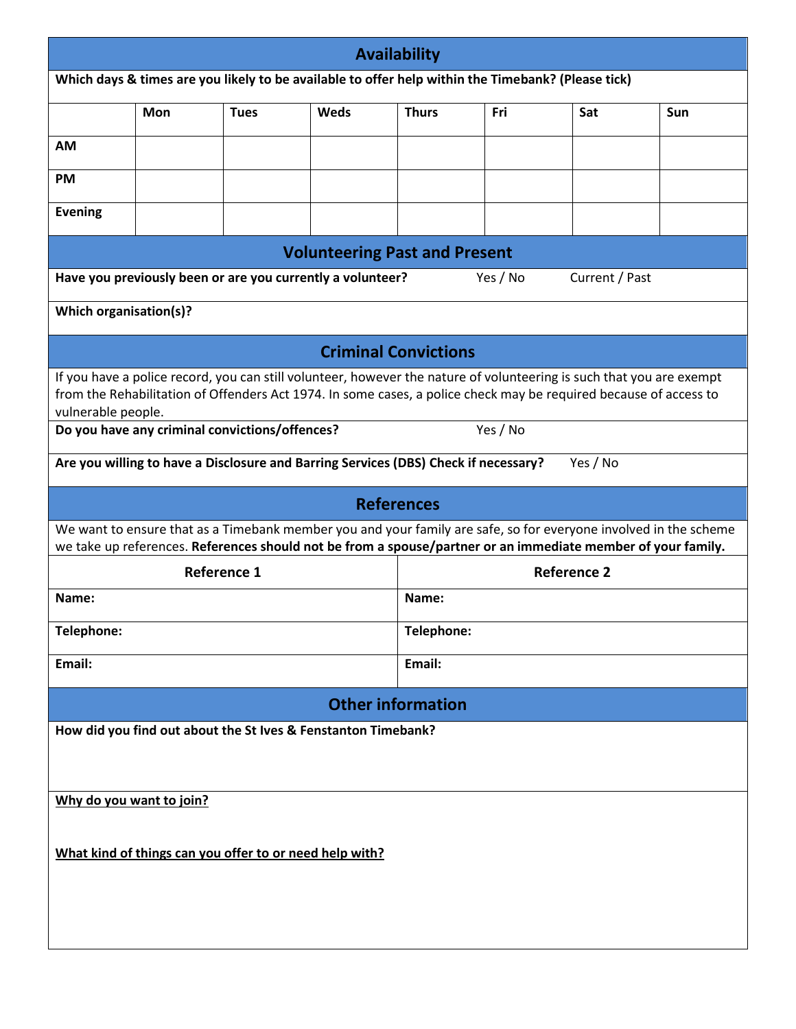## Availability

**Which days & times are you likely to be available to offer help within the Timebank? (Please tick)**

| | Mon | Tues | Weds | Thurs | Fri | Sat | Sun |
|---|---|---|---|---|---|---|---|
| **AM** | | | | | | | |
| **PM** | | | | | | | |
| **Evening** | | | | | | | |

## Volunteering Past and Present

**Have you previously been or are you currently a volunteer?** Yes / No Current / Past

**Which organisation(s)?**

## Criminal Convictions

If you have a police record, you can still volunteer, however the nature of volunteering is such that you are exempt from the Rehabilitation of Offenders Act 1974. In some cases, a police check may be required because of access to vulnerable people.

**Do you have any criminal convictions/offences?** Yes / No

**Are you willing to have a Disclosure and Barring Services (DBS) Check if necessary?** Yes / No

## References

We want to ensure that as a Timebank member you and your family are safe, so for everyone involved in the scheme we take up references. **References should not be from a spouse/partner or an immediate member of your family.**

| Reference 1 | Reference 2 |
|---|---|
| **Name:** | **Name:** |
| **Telephone:** | **Telephone:** |
| **Email:** | **Email:** |

## Other information

**How did you find out about the St Ives & Fenstanton Timebank?**

**Why do you want to join?**

**What kind of things can you offer to or need help with?**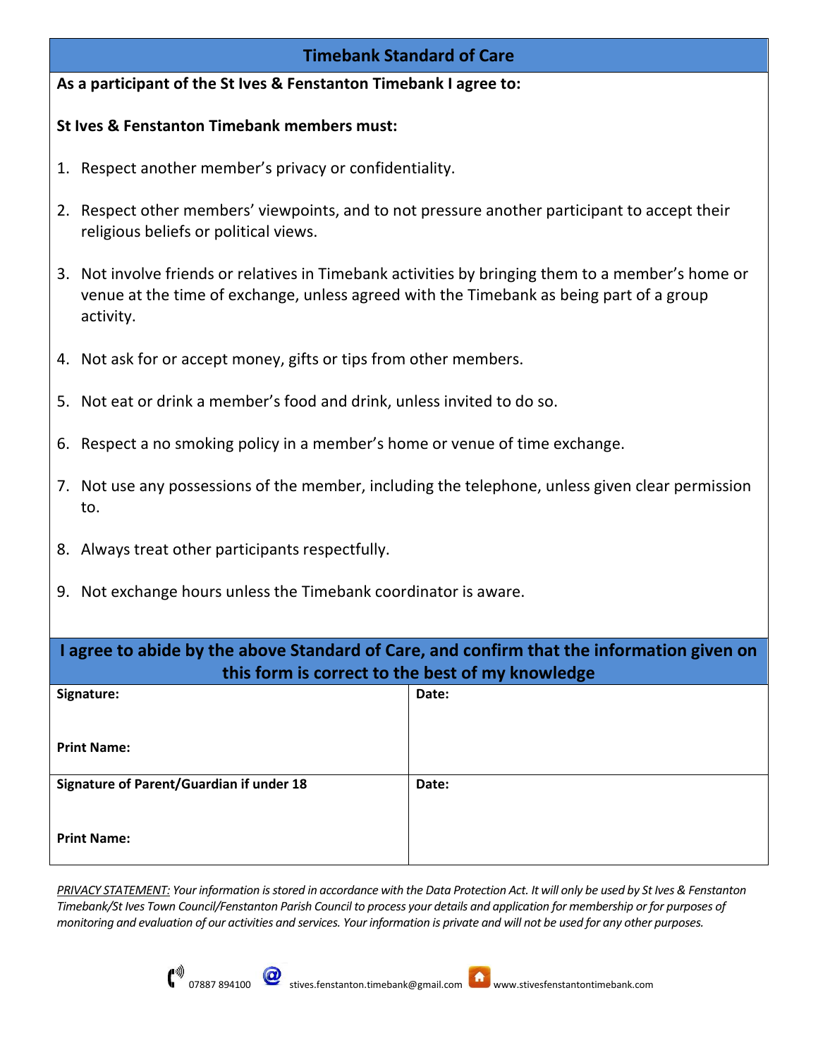## Timebank Standard of Care

**As a participant of the St Ives & Fenstanton Timebank I agree to:**

**St Ives & Fenstanton Timebank members must:**

1. Respect another member's privacy or confidentiality.
2. Respect other members' viewpoints, and to not pressure another participant to accept their religious beliefs or political views.
3. Not involve friends or relatives in Timebank activities by bringing them to a member's home or venue at the time of exchange, unless agreed with the Timebank as being part of a group activity.
4. Not ask for or accept money, gifts or tips from other members.
5. Not eat or drink a member's food and drink, unless invited to do so.
6. Respect a no smoking policy in a member's home or venue of time exchange.
7. Not use any possessions of the member, including the telephone, unless given clear permission to.
8. Always treat other participants respectfully.
9. Not exchange hours unless the Timebank coordinator is aware.

**I agree to abide by the above Standard of Care, and confirm that the information given on this form is correct to the best of my knowledge**

| | |
|---|---|
| **Signature:**<br><br>**Print Name:** | **Date:** |
| **Signature of Parent/Guardian if under 18**<br><br>**Print Name:** | **Date:** |

*PRIVACY STATEMENT: Your information is stored in accordance with the Data Protection Act. It will only be used by St Ives & Fenstanton Timebank/St Ives Town Council/Fenstanton Parish Council to process your details and application for membership or for purposes of monitoring and evaluation of our activities and services. Your information is private and will not be used for any other purposes.*

07887 894100 stives.fenstanton.timebank@gmail.com www.stivesfenstantontimebank.com